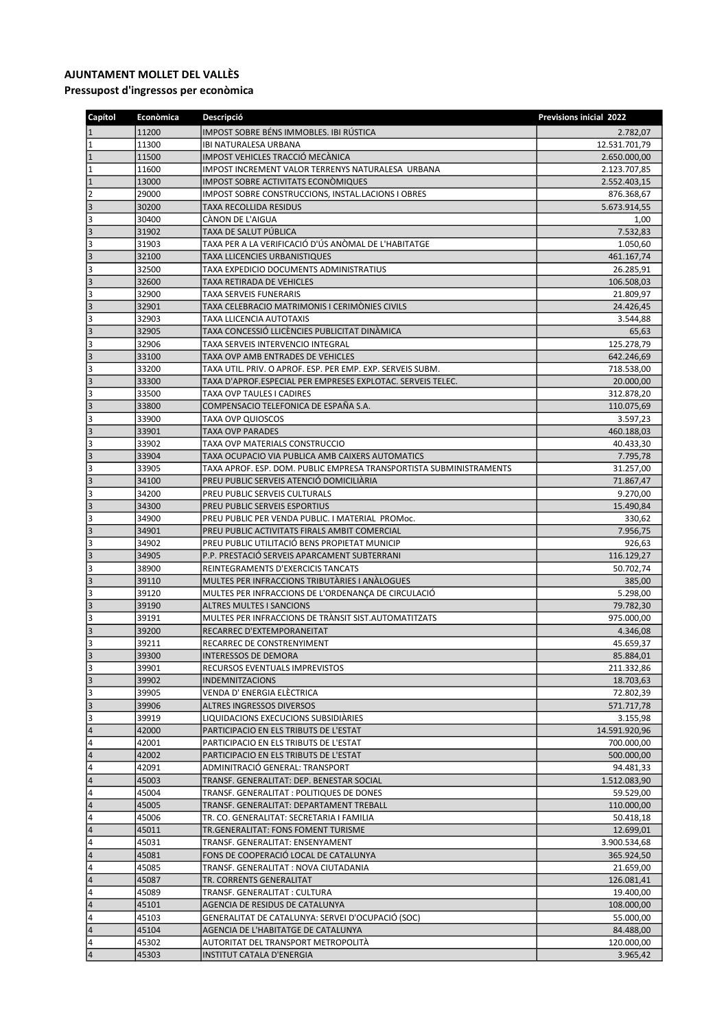**AJUNTAMENT MOLLET DEL VALLÈS**

**Pressupost d'ingressos per econòmica**

| Capítol | Econòmica | Descripció | Previsions inicial 2022 |
|---|---|---|---|
| 1 | 11200 | IMPOST SOBRE BÉNS IMMOBLES. IBI RÚSTICA | 2.782,07 |
| 1 | 11300 | IBI NATURALESA URBANA | 12.531.701,79 |
| 1 | 11500 | IMPOST VEHICLES TRACCIÓ MECÀNICA | 2.650.000,00 |
| 1 | 11600 | IMPOST INCREMENT VALOR TERRENYS NATURALESA URBANA | 2.123.707,85 |
| 1 | 13000 | IMPOST SOBRE ACTIVITATS ECONÒMIQUES | 2.552.403,15 |
| 2 | 29000 | IMPOST SOBRE CONSTRUCCIONS, INSTAL.LACIONS I OBRES | 876.368,67 |
| 3 | 30200 | TAXA RECOLLIDA RESIDUS | 5.673.914,55 |
| 3 | 30400 | CÀNON DE L'AIGUA | 1,00 |
| 3 | 31902 | TAXA DE SALUT PÚBLICA | 7.532,83 |
| 3 | 31903 | TAXA PER A LA VERIFICACIÓ D'ÚS ANÒMAL DE L'HABITATGE | 1.050,60 |
| 3 | 32100 | TAXA LLICENCIES URBANISTIQUES | 461.167,74 |
| 3 | 32500 | TAXA EXPEDICIO DOCUMENTS ADMINISTRATIUS | 26.285,91 |
| 3 | 32600 | TAXA RETIRADA DE VEHICLES | 106.508,03 |
| 3 | 32900 | TAXA SERVEIS FUNERARIS | 21.809,97 |
| 3 | 32901 | TAXA CELEBRACIO MATRIMONIS I CERIMÒNIES CIVILS | 24.426,45 |
| 3 | 32903 | TAXA LLICENCIA AUTOTAXIS | 3.544,88 |
| 3 | 32905 | TAXA CONCESSIÓ LLICÈNCIES PUBLICITAT DINÀMICA | 65,63 |
| 3 | 32906 | TAXA SERVEIS INTERVENCIO INTEGRAL | 125.278,79 |
| 3 | 33100 | TAXA OVP AMB ENTRADES DE VEHICLES | 642.246,69 |
| 3 | 33200 | TAXA UTIL. PRIV. O APROF. ESP. PER EMP. EXP. SERVEIS SUBM. | 718.538,00 |
| 3 | 33300 | TAXA D'APROF.ESPECIAL PER EMPRESES EXPLOTAC. SERVEIS TELEC. | 20.000,00 |
| 3 | 33500 | TAXA OVP TAULES I CADIRES | 312.878,20 |
| 3 | 33800 | COMPENSACIO TELEFONICA DE ESPAÑA S.A. | 110.075,69 |
| 3 | 33900 | TAXA OVP QUIOSCOS | 3.597,23 |
| 3 | 33901 | TAXA OVP PARADES | 460.188,03 |
| 3 | 33902 | TAXA OVP MATERIALS CONSTRUCCIO | 40.433,30 |
| 3 | 33904 | TAXA OCUPACIO VIA PUBLICA AMB CAIXERS AUTOMATICS | 7.795,78 |
| 3 | 33905 | TAXA APROF. ESP. DOM. PUBLIC EMPRESA TRANSPORTISTA SUBMINISTRAMENTS | 31.257,00 |
| 3 | 34100 | PREU PUBLIC SERVEIS ATENCIÓ DOMICILIÀRIA | 71.867,47 |
| 3 | 34200 | PREU PUBLIC SERVEIS CULTURALS | 9.270,00 |
| 3 | 34300 | PREU PUBLIC SERVEIS ESPORTIUS | 15.490,84 |
| 3 | 34900 | PREU PUBLIC PER VENDA PUBLIC. I MATERIAL PROMoc. | 330,62 |
| 3 | 34901 | PREU PUBLIC ACTIVITATS FIRALS AMBIT COMERCIAL | 7.956,75 |
| 3 | 34902 | PREU PUBLIC UTILITACIÓ BENS PROPIETAT MUNICIP | 926,63 |
| 3 | 34905 | P.P. PRESTACIÓ SERVEIS APARCAMENT SUBTERRANI | 116.129,27 |
| 3 | 38900 | REINTEGRAMENTS D'EXERCICIS TANCATS | 50.702,74 |
| 3 | 39110 | MULTES PER INFRACCIONS TRIBUTÀRIES I ANÀLOGUES | 385,00 |
| 3 | 39120 | MULTES PER INFRACCIONS DE L'ORDENANÇA DE CIRCULACIÓ | 5.298,00 |
| 3 | 39190 | ALTRES MULTES I SANCIONS | 79.782,30 |
| 3 | 39191 | MULTES PER INFRACCIONS DE TRÀNSIT SIST.AUTOMATITZATS | 975.000,00 |
| 3 | 39200 | RECARREC D'EXTEMPORANEITAT | 4.346,08 |
| 3 | 39211 | RECARREC DE CONSTRENYIMENT | 45.659,37 |
| 3 | 39300 | INTERESSOS DE DEMORA | 85.884,01 |
| 3 | 39901 | RECURSOS EVENTUALS IMPREVISTOS | 211.332,86 |
| 3 | 39902 | INDEMNITZACIONS | 18.703,63 |
| 3 | 39905 | VENDA D' ENERGIA ELÈCTRICA | 72.802,39 |
| 3 | 39906 | ALTRES INGRESSOS DIVERSOS | 571.717,78 |
| 3 | 39919 | LIQUIDACIONS EXECUCIONS SUBSIDIÀRIES | 3.155,98 |
| 4 | 42000 | PARTICIPACIO EN ELS TRIBUTS DE L'ESTAT | 14.591.920,96 |
| 4 | 42001 | PARTICIPACIO EN ELS TRIBUTS DE L'ESTAT | 700.000,00 |
| 4 | 42002 | PARTICIPACIO EN ELS TRIBUTS DE L'ESTAT | 500.000,00 |
| 4 | 42091 | ADMINITRACIÓ GENERAL: TRANSPORT | 94.481,33 |
| 4 | 45003 | TRANSF. GENERALITAT: DEP. BENESTAR SOCIAL | 1.512.083,90 |
| 4 | 45004 | TRANSF. GENERALITAT : POLITIQUES DE DONES | 59.529,00 |
| 4 | 45005 | TRANSF. GENERALITAT: DEPARTAMENT TREBALL | 110.000,00 |
| 4 | 45006 | TR. CO. GENERALITAT: SECRETARIA I FAMILIA | 50.418,18 |
| 4 | 45011 | TR.GENERALITAT: FONS FOMENT TURISME | 12.699,01 |
| 4 | 45031 | TRANSF. GENERALITAT: ENSENYAMENT | 3.900.534,68 |
| 4 | 45081 | FONS DE COOPERACIÓ LOCAL DE CATALUNYA | 365.924,50 |
| 4 | 45085 | TRANSF. GENERALITAT : NOVA CIUTADANIA | 21.659,00 |
| 4 | 45087 | TR. CORRENTS GENERALITAT | 126.081,41 |
| 4 | 45089 | TRANSF. GENERALITAT : CULTURA | 19.400,00 |
| 4 | 45101 | AGENCIA DE RESIDUS DE CATALUNYA | 108.000,00 |
| 4 | 45103 | GENERALITAT DE CATALUNYA: SERVEI D'OCUPACIÓ (SOC) | 55.000,00 |
| 4 | 45104 | AGENCIA DE L'HABITATGE DE CATALUNYA | 84.488,00 |
| 4 | 45302 | AUTORITAT DEL TRANSPORT METROPOLITÀ | 120.000,00 |
| 4 | 45303 | INSTITUT CATALA D'ENERGIA | 3.965,42 |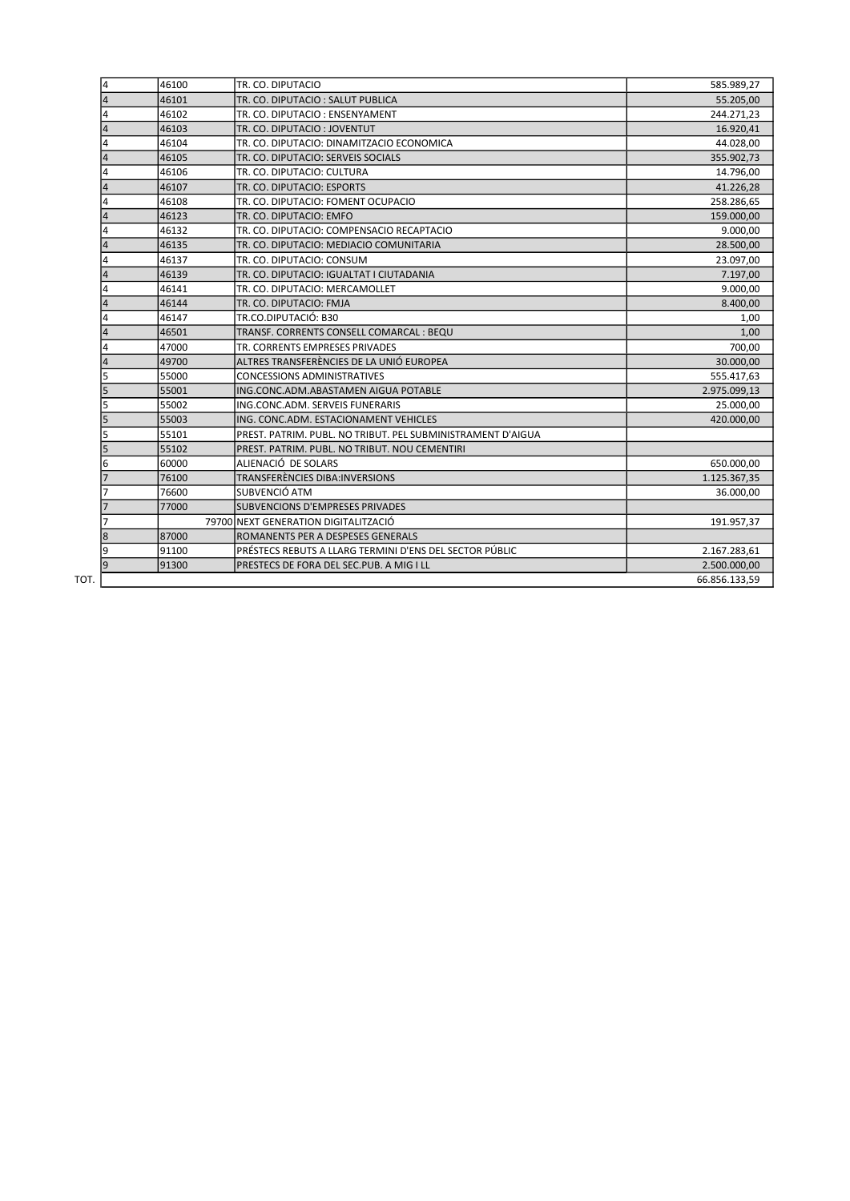| | | | | |
|---|---|---|---|---|
| | 4 | 46100 | TR. CO. DIPUTACIO | 585.989,27 |
| | 4 | 46101 | TR. CO. DIPUTACIO : SALUT PUBLICA | 55.205,00 |
| | 4 | 46102 | TR. CO. DIPUTACIO : ENSENYAMENT | 244.271,23 |
| | 4 | 46103 | TR. CO. DIPUTACIO : JOVENTUT | 16.920,41 |
| | 4 | 46104 | TR. CO. DIPUTACIO: DINAMITZACIO ECONOMICA | 44.028,00 |
| | 4 | 46105 | TR. CO. DIPUTACIO: SERVEIS SOCIALS | 355.902,73 |
| | 4 | 46106 | TR. CO. DIPUTACIO: CULTURA | 14.796,00 |
| | 4 | 46107 | TR. CO. DIPUTACIO: ESPORTS | 41.226,28 |
| | 4 | 46108 | TR. CO. DIPUTACIO: FOMENT OCUPACIO | 258.286,65 |
| | 4 | 46123 | TR. CO. DIPUTACIO: EMFO | 159.000,00 |
| | 4 | 46132 | TR. CO. DIPUTACIO: COMPENSACIO RECAPTACIO | 9.000,00 |
| | 4 | 46135 | TR. CO. DIPUTACIO: MEDIACIO COMUNITARIA | 28.500,00 |
| | 4 | 46137 | TR. CO. DIPUTACIO: CONSUM | 23.097,00 |
| | 4 | 46139 | TR. CO. DIPUTACIO: IGUALTAT I CIUTADANIA | 7.197,00 |
| | 4 | 46141 | TR. CO. DIPUTACIO: MERCAMOLLET | 9.000,00 |
| | 4 | 46144 | TR. CO. DIPUTACIO: FMJA | 8.400,00 |
| | 4 | 46147 | TR.CO.DIPUTACIÓ: B30 | 1,00 |
| | 4 | 46501 | TRANSF. CORRENTS CONSELL COMARCAL : BEQU | 1,00 |
| | 4 | 47000 | TR. CORRENTS EMPRESES PRIVADES | 700,00 |
| | 4 | 49700 | ALTRES TRANSFERÈNCIES DE LA UNIÓ EUROPEA | 30.000,00 |
| | 5 | 55000 | CONCESSIONS ADMINISTRATIVES | 555.417,63 |
| | 5 | 55001 | ING.CONC.ADM.ABASTAMEN AIGUA POTABLE | 2.975.099,13 |
| | 5 | 55002 | ING.CONC.ADM. SERVEIS FUNERARIS | 25.000,00 |
| | 5 | 55003 | ING. CONC.ADM. ESTACIONAMENT VEHICLES | 420.000,00 |
| | 5 | 55101 | PREST. PATRIM. PUBL. NO TRIBUT. PEL SUBMINISTRAMENT D'AIGUA | |
| | 5 | 55102 | PREST. PATRIM. PUBL. NO TRIBUT. NOU CEMENTIRI | |
| | 6 | 60000 | ALIENACIÓ DE SOLARS | 650.000,00 |
| | 7 | 76100 | TRANSFERÈNCIES DIBA:INVERSIONS | 1.125.367,35 |
| | 7 | 76600 | SUBVENCIÓ ATM | 36.000,00 |
| | 7 | 77000 | SUBVENCIONS D'EMPRESES PRIVADES | |
| | 7 | 79700 | NEXT GENERATION DIGITALITZACIÓ | 191.957,37 |
| | 8 | 87000 | ROMANENTS PER A DESPESES GENERALS | |
| | 9 | 91100 | PRÉSTECS REBUTS A LLARG TERMINI D'ENS DEL SECTOR PÚBLIC | 2.167.283,61 |
| | 9 | 91300 | PRESTECS DE FORA DEL SEC.PUB. A MIG I LL | 2.500.000,00 |
| TOT. | | | | 66.856.133,59 |